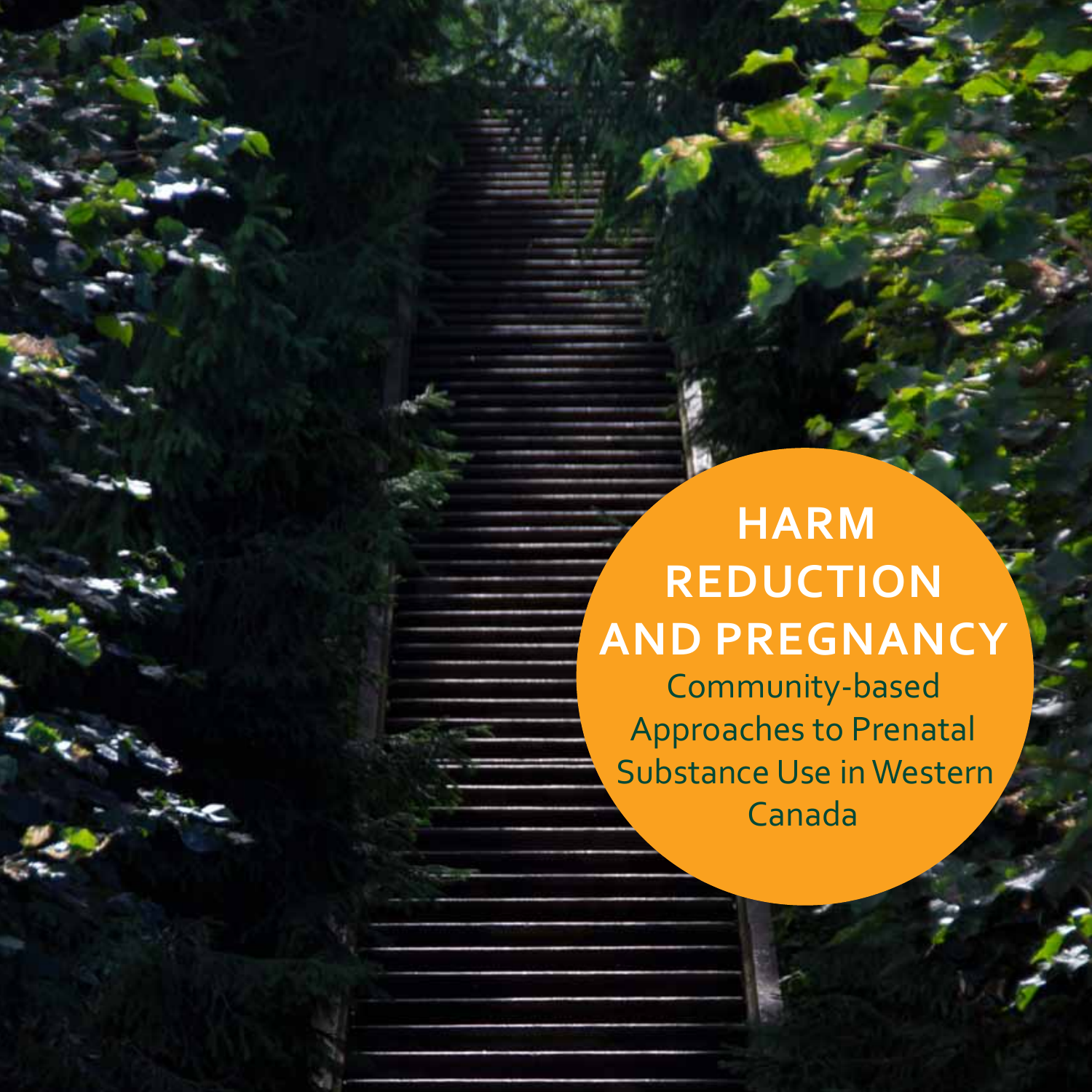# HARM REDUCTION AND PREGNANCY

Community-based Approaches to Prenatal Substance Use in Western Canada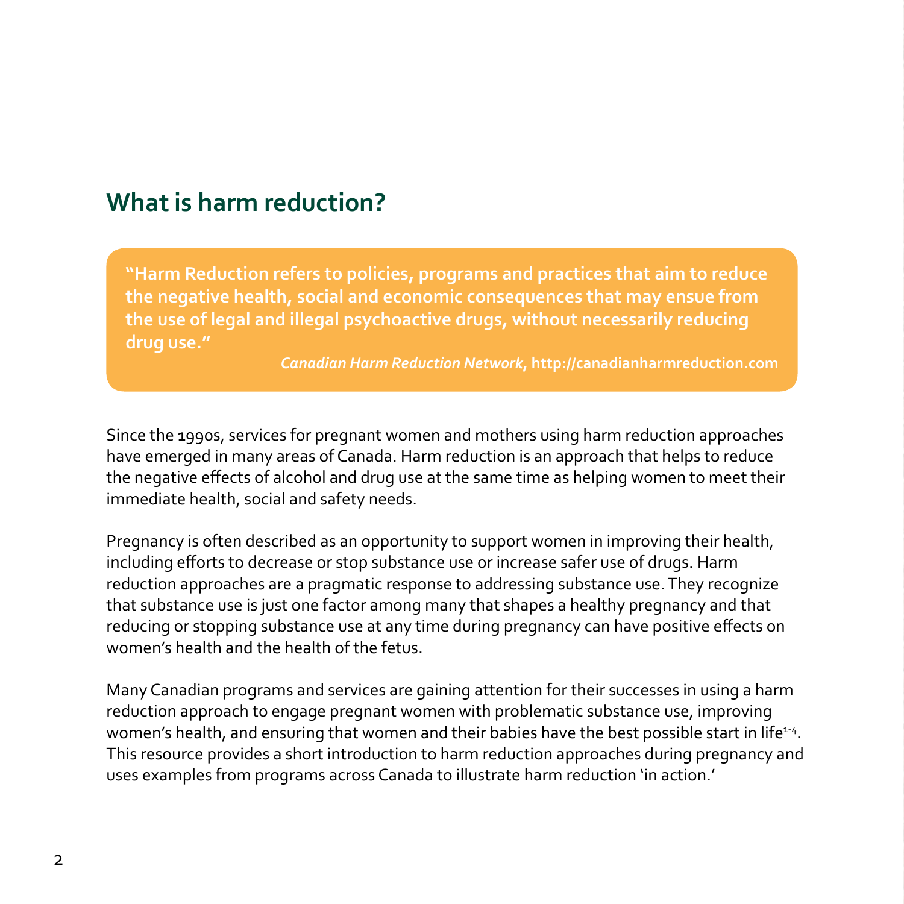## What is harm reduction?

> **"Harm Reduction refers to policies, programs and practices that aim to reduce the negative health, social and economic consequences that may ensue from the use of legal and illegal psychoactive drugs, without necessarily reducing drug use."**
>
> ***Canadian Harm Reduction Network*, http://canadianharmreduction.com**

Since the 1990s, services for pregnant women and mothers using harm reduction approaches have emerged in many areas of Canada. Harm reduction is an approach that helps to reduce the negative effects of alcohol and drug use at the same time as helping women to meet their immediate health, social and safety needs.

Pregnancy is often described as an opportunity to support women in improving their health, including efforts to decrease or stop substance use or increase safer use of drugs. Harm reduction approaches are a pragmatic response to addressing substance use. They recognize that substance use is just one factor among many that shapes a healthy pregnancy and that reducing or stopping substance use at any time during pregnancy can have positive effects on women's health and the health of the fetus.

Many Canadian programs and services are gaining attention for their successes in using a harm reduction approach to engage pregnant women with problematic substance use, improving women's health, and ensuring that women and their babies have the best possible start in life[1-4]. This resource provides a short introduction to harm reduction approaches during pregnancy and uses examples from programs across Canada to illustrate harm reduction 'in action.'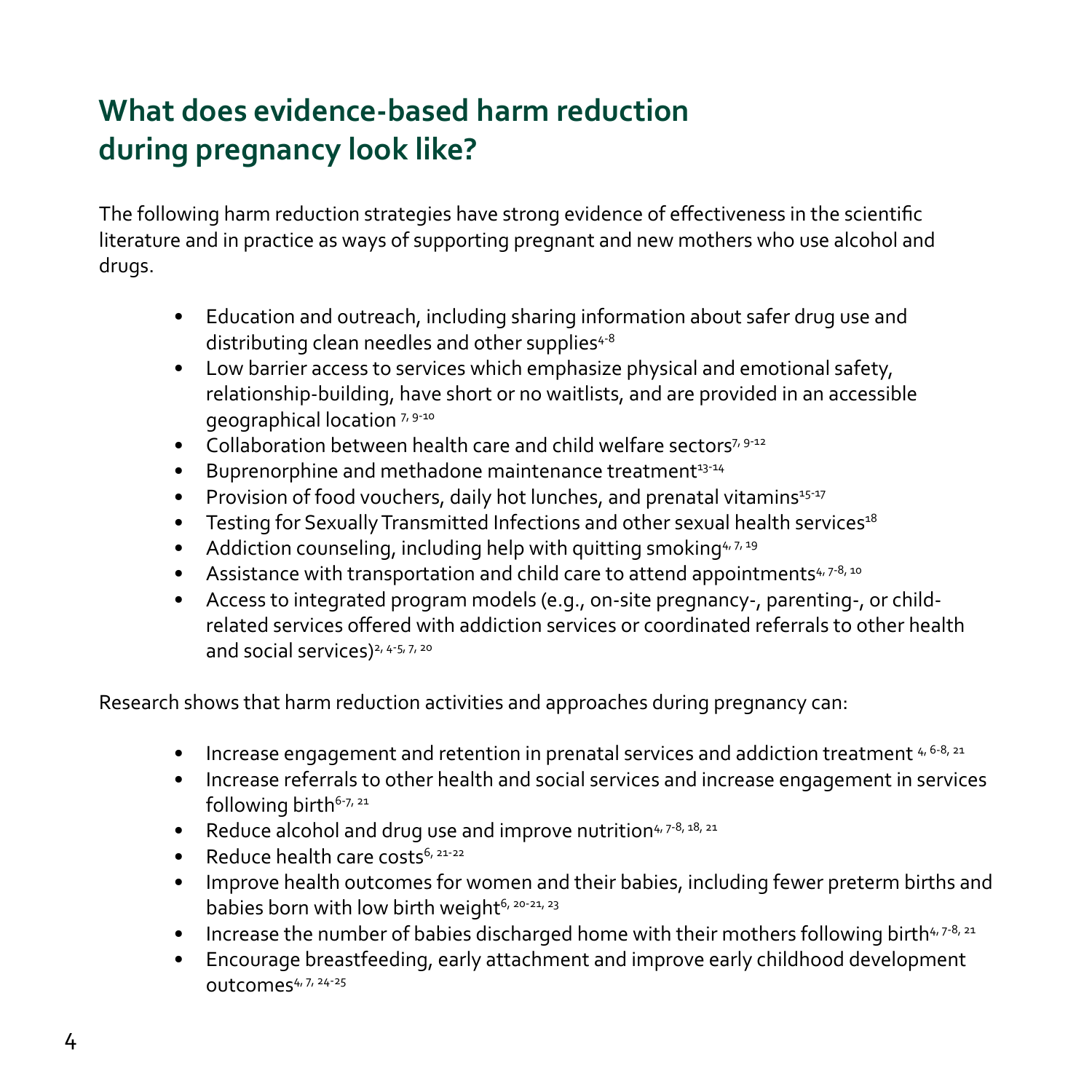## What does evidence-based harm reduction during pregnancy look like?

The following harm reduction strategies have strong evidence of effectiveness in the scientific literature and in practice as ways of supporting pregnant and new mothers who use alcohol and drugs.

- Education and outreach, including sharing information about safer drug use and distributing clean needles and other supplies[4-8]
- Low barrier access to services which emphasize physical and emotional safety, relationship-building, have short or no waitlists, and are provided in an accessible geographical location [7, 9-10]
- Collaboration between health care and child welfare sectors[7, 9-12]
- Buprenorphine and methadone maintenance treatment[13-14]
- Provision of food vouchers, daily hot lunches, and prenatal vitamins[15-17]
- Testing for Sexually Transmitted Infections and other sexual health services[18]
- Addiction counseling, including help with quitting smoking[4, 7, 19]
- Assistance with transportation and child care to attend appointments[4, 7-8, 10]
- Access to integrated program models (e.g., on-site pregnancy-, parenting-, or child-related services offered with addiction services or coordinated referrals to other health and social services)[2, 4-5, 7, 20]

Research shows that harm reduction activities and approaches during pregnancy can:

- Increase engagement and retention in prenatal services and addiction treatment [4, 6-8, 21]
- Increase referrals to other health and social services and increase engagement in services following birth[6-7, 21]
- Reduce alcohol and drug use and improve nutrition[4, 7-8, 18, 21]
- Reduce health care costs[6, 21-22]
- Improve health outcomes for women and their babies, including fewer preterm births and babies born with low birth weight[6, 20-21, 23]
- Increase the number of babies discharged home with their mothers following birth[4, 7-8, 21]
- Encourage breastfeeding, early attachment and improve early childhood development outcomes[4, 7, 24-25]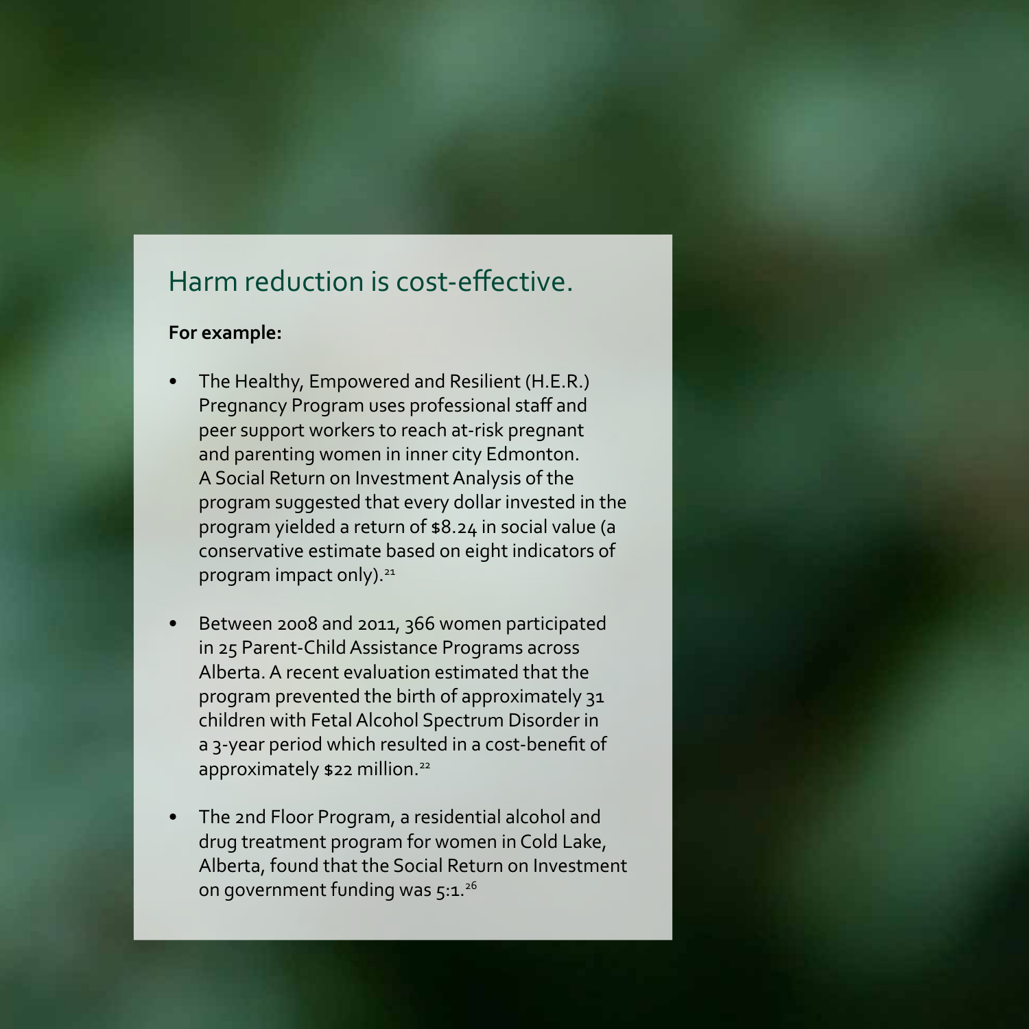## Harm reduction is cost-effective.

**For example:**

- The Healthy, Empowered and Resilient (H.E.R.) Pregnancy Program uses professional staff and peer support workers to reach at-risk pregnant and parenting women in inner city Edmonton. A Social Return on Investment Analysis of the program suggested that every dollar invested in the program yielded a return of $8.24 in social value (a conservative estimate based on eight indicators of program impact only).[21]

- Between 2008 and 2011, 366 women participated in 25 Parent-Child Assistance Programs across Alberta. A recent evaluation estimated that the program prevented the birth of approximately 31 children with Fetal Alcohol Spectrum Disorder in a 3-year period which resulted in a cost-benefit of approximately $22 million.[22]

- The 2nd Floor Program, a residential alcohol and drug treatment program for women in Cold Lake, Alberta, found that the Social Return on Investment on government funding was 5:1.[26]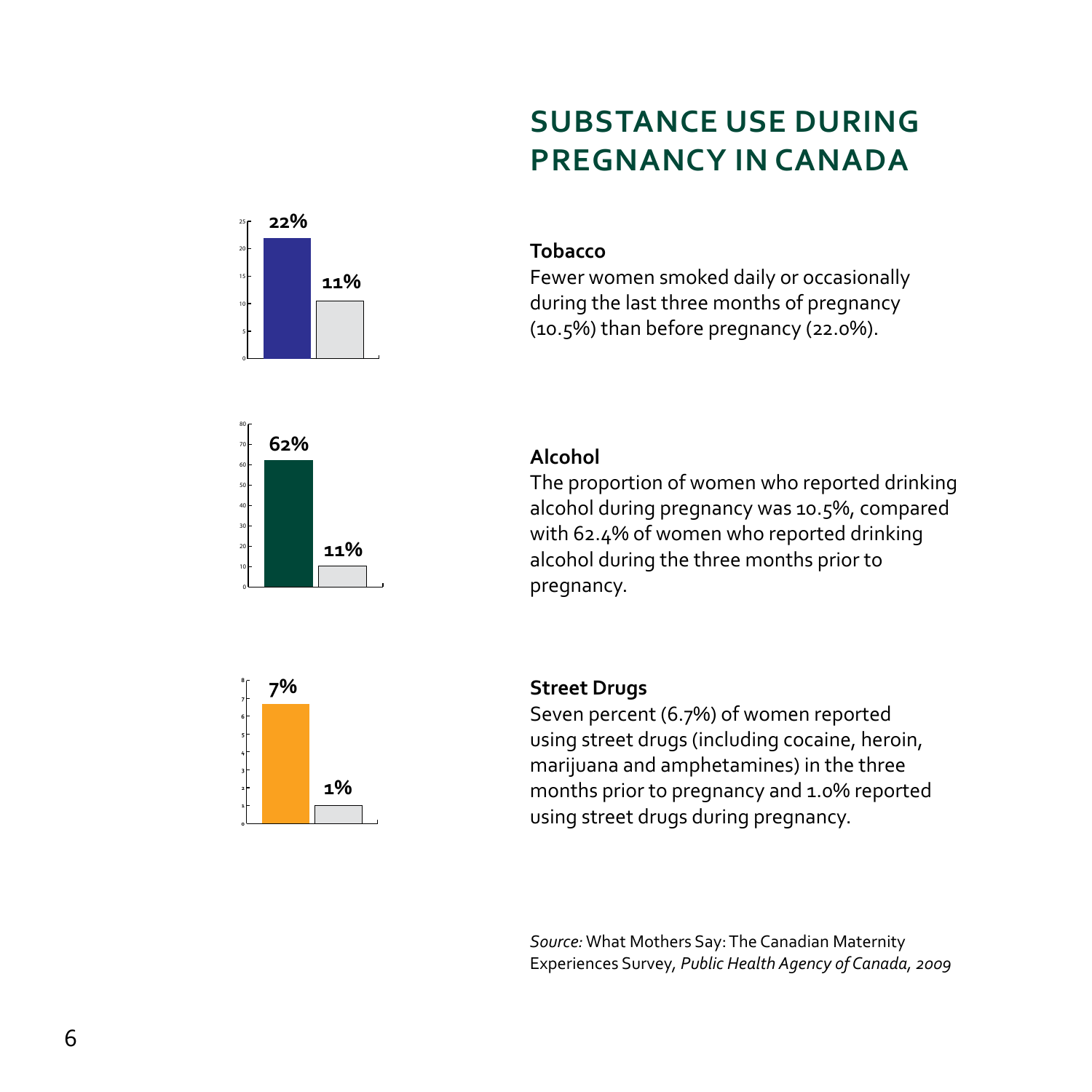# SUBSTANCE USE DURING PREGNANCY IN CANADA

22%

11%

### Tobacco

Fewer women smoked daily or occasionally during the last three months of pregnancy (10.5%) than before pregnancy (22.0%).

62%

11%

### Alcohol

The proportion of women who reported drinking alcohol during pregnancy was 10.5%, compared with 62.4% of women who reported drinking alcohol during the three months prior to pregnancy.

7%

1%

### Street Drugs

Seven percent (6.7%) of women reported using street drugs (including cocaine, heroin, marijuana and amphetamines) in the three months prior to pregnancy and 1.0% reported using street drugs during pregnancy.

*Source:* What Mothers Say: The Canadian Maternity Experiences Survey, *Public Health Agency of Canada, 2009*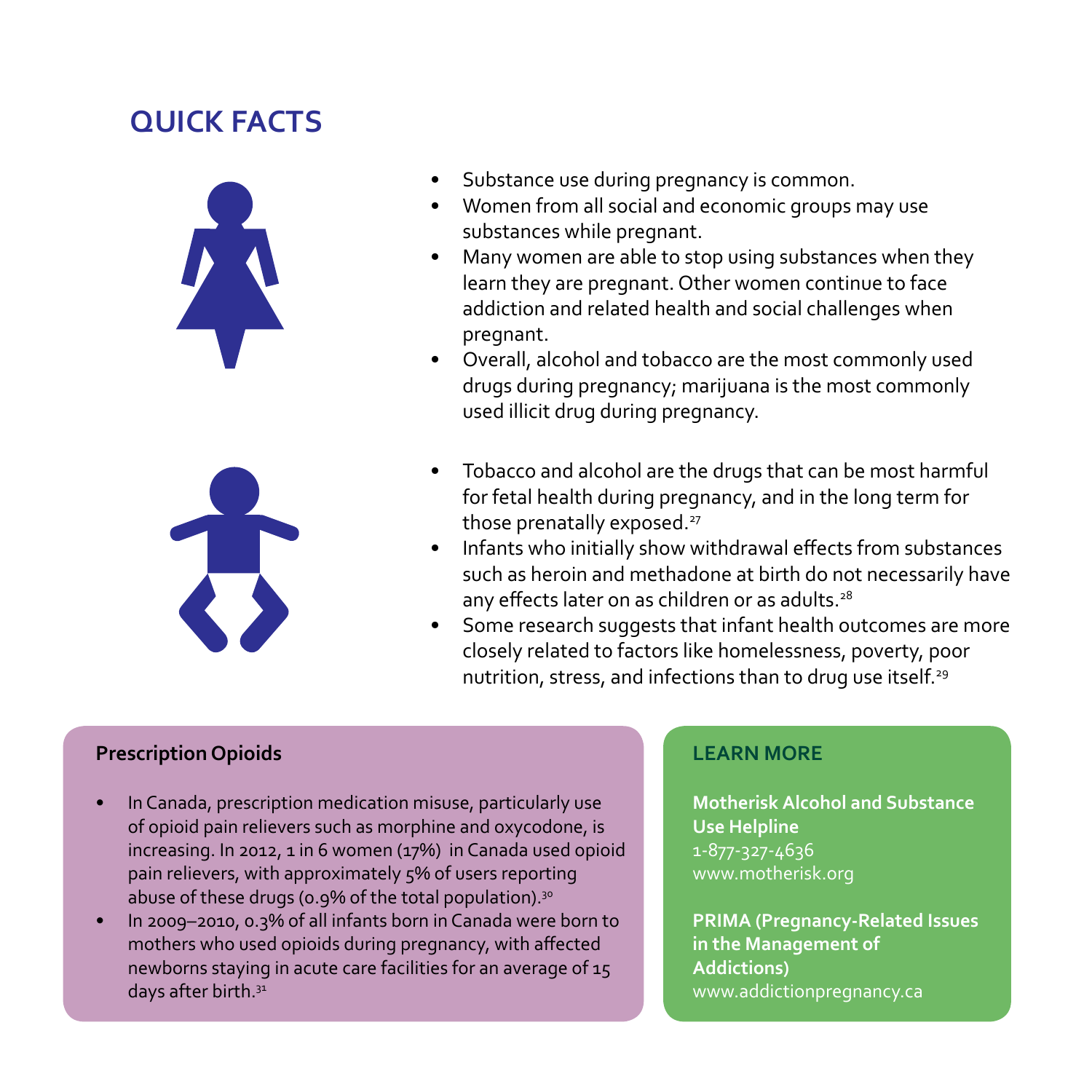# QUICK FACTS

- Substance use during pregnancy is common.
- Women from all social and economic groups may use substances while pregnant.
- Many women are able to stop using substances when they learn they are pregnant. Other women continue to face addiction and related health and social challenges when pregnant.
- Overall, alcohol and tobacco are the most commonly used drugs during pregnancy; marijuana is the most commonly used illicit drug during pregnancy.

- Tobacco and alcohol are the drugs that can be most harmful for fetal health during pregnancy, and in the long term for those prenatally exposed.[27]
- Infants who initially show withdrawal effects from substances such as heroin and methadone at birth do not necessarily have any effects later on as children or as adults.[28]
- Some research suggests that infant health outcomes are more closely related to factors like homelessness, poverty, poor nutrition, stress, and infections than to drug use itself.[29]

### Prescription Opioids

- In Canada, prescription medication misuse, particularly use of opioid pain relievers such as morphine and oxycodone, is increasing. In 2012, 1 in 6 women (17%) in Canada used opioid pain relievers, with approximately 5% of users reporting abuse of these drugs (0.9% of the total population).[30]
- In 2009–2010, 0.3% of all infants born in Canada were born to mothers who used opioids during pregnancy, with affected newborns staying in acute care facilities for an average of 15 days after birth.[31]

### LEARN MORE

**Motherisk Alcohol and Substance Use Helpline**
1-877-327-4636
www.motherisk.org

**PRIMA (Pregnancy-Related Issues in the Management of Addictions)**
www.addictionpregnancy.ca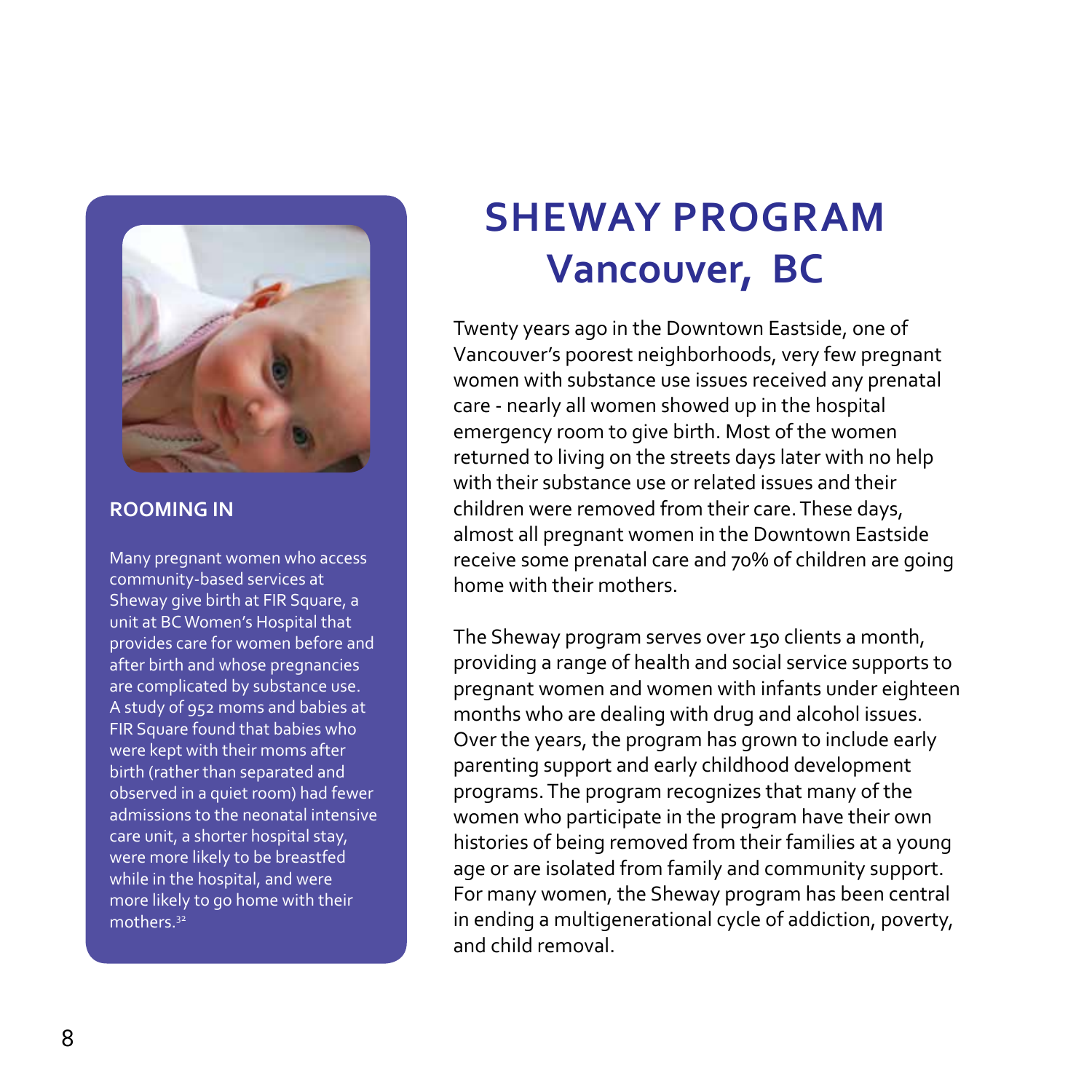# SHEWAY PROGRAM
## Vancouver, BC

Twenty years ago in the Downtown Eastside, one of Vancouver's poorest neighborhoods, very few pregnant women with substance use issues received any prenatal care - nearly all women showed up in the hospital emergency room to give birth. Most of the women returned to living on the streets days later with no help with their substance use or related issues and their children were removed from their care. These days, almost all pregnant women in the Downtown Eastside receive some prenatal care and 70% of children are going home with their mothers.

The Sheway program serves over 150 clients a month, providing a range of health and social service supports to pregnant women and women with infants under eighteen months who are dealing with drug and alcohol issues. Over the years, the program has grown to include early parenting support and early childhood development programs. The program recognizes that many of the women who participate in the program have their own histories of being removed from their families at a young age or are isolated from family and community support. For many women, the Sheway program has been central in ending a multigenerational cycle of addiction, poverty, and child removal.

### ROOMING IN

Many pregnant women who access community-based services at Sheway give birth at FIR Square, a unit at BC Women's Hospital that provides care for women before and after birth and whose pregnancies are complicated by substance use. A study of 952 moms and babies at FIR Square found that babies who were kept with their moms after birth (rather than separated and observed in a quiet room) had fewer admissions to the neonatal intensive care unit, a shorter hospital stay, were more likely to be breastfed while in the hospital, and were more likely to go home with their mothers.[32]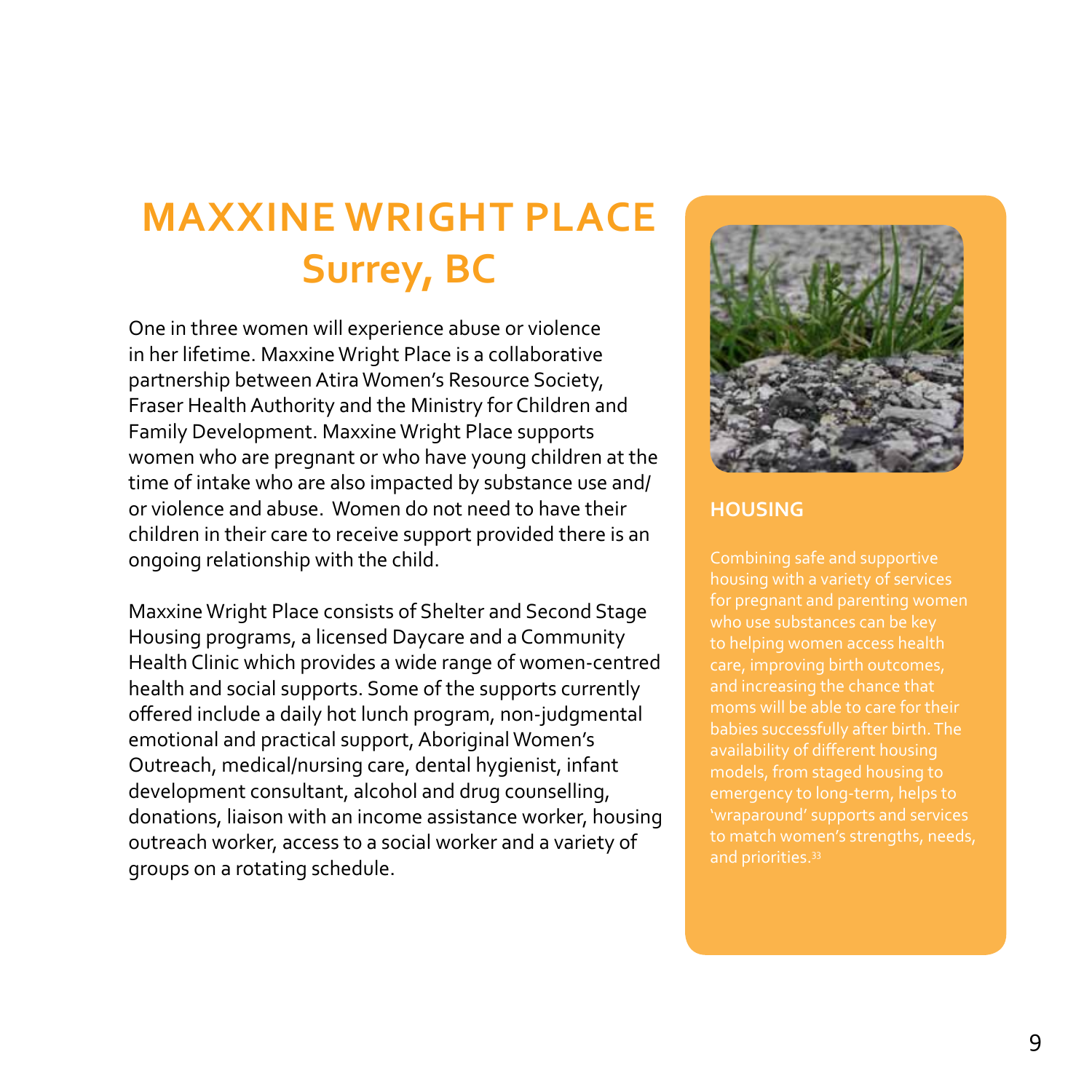# MAXXINE WRIGHT PLACE
## Surrey, BC

One in three women will experience abuse or violence in her lifetime. Maxxine Wright Place is a collaborative partnership between Atira Women's Resource Society, Fraser Health Authority and the Ministry for Children and Family Development. Maxxine Wright Place supports women who are pregnant or who have young children at the time of intake who are also impacted by substance use and/or violence and abuse. Women do not need to have their children in their care to receive support provided there is an ongoing relationship with the child.

Maxxine Wright Place consists of Shelter and Second Stage Housing programs, a licensed Daycare and a Community Health Clinic which provides a wide range of women-centred health and social supports. Some of the supports currently offered include a daily hot lunch program, non-judgmental emotional and practical support, Aboriginal Women's Outreach, medical/nursing care, dental hygienist, infant development consultant, alcohol and drug counselling, donations, liaison with an income assistance worker, housing outreach worker, access to a social worker and a variety of groups on a rotating schedule.

### HOUSING

Combining safe and supportive housing with a variety of services for pregnant and parenting women who use substances can be key to helping women access health care, improving birth outcomes, and increasing the chance that moms will be able to care for their babies successfully after birth. The availability of different housing models, from staged housing to emergency to long-term, helps to 'wraparound' supports and services to match women's strengths, needs, and priorities.[33]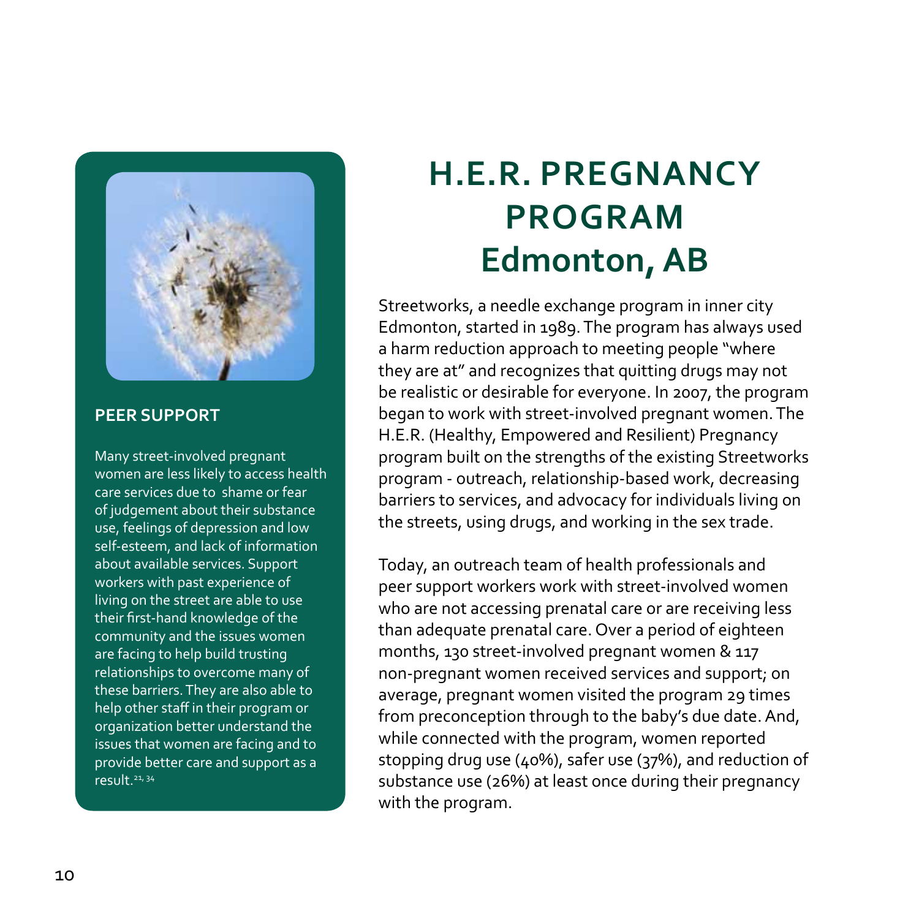# H.E.R. PREGNANCY PROGRAM Edmonton, AB

Streetworks, a needle exchange program in inner city Edmonton, started in 1989. The program has always used a harm reduction approach to meeting people "where they are at" and recognizes that quitting drugs may not be realistic or desirable for everyone. In 2007, the program began to work with street-involved pregnant women. The H.E.R. (Healthy, Empowered and Resilient) Pregnancy program built on the strengths of the existing Streetworks program - outreach, relationship-based work, decreasing barriers to services, and advocacy for individuals living on the streets, using drugs, and working in the sex trade.

Today, an outreach team of health professionals and peer support workers work with street-involved women who are not accessing prenatal care or are receiving less than adequate prenatal care. Over a period of eighteen months, 130 street-involved pregnant women & 117 non-pregnant women received services and support; on average, pregnant women visited the program 29 times from preconception through to the baby's due date. And, while connected with the program, women reported stopping drug use (40%), safer use (37%), and reduction of substance use (26%) at least once during their pregnancy with the program.

## PEER SUPPORT

Many street-involved pregnant women are less likely to access health care services due to shame or fear of judgement about their substance use, feelings of depression and low self-esteem, and lack of information about available services. Support workers with past experience of living on the street are able to use their first-hand knowledge of the community and the issues women are facing to help build trusting relationships to overcome many of these barriers. They are also able to help other staff in their program or organization better understand the issues that women are facing and to provide better care and support as a result.[21, 34]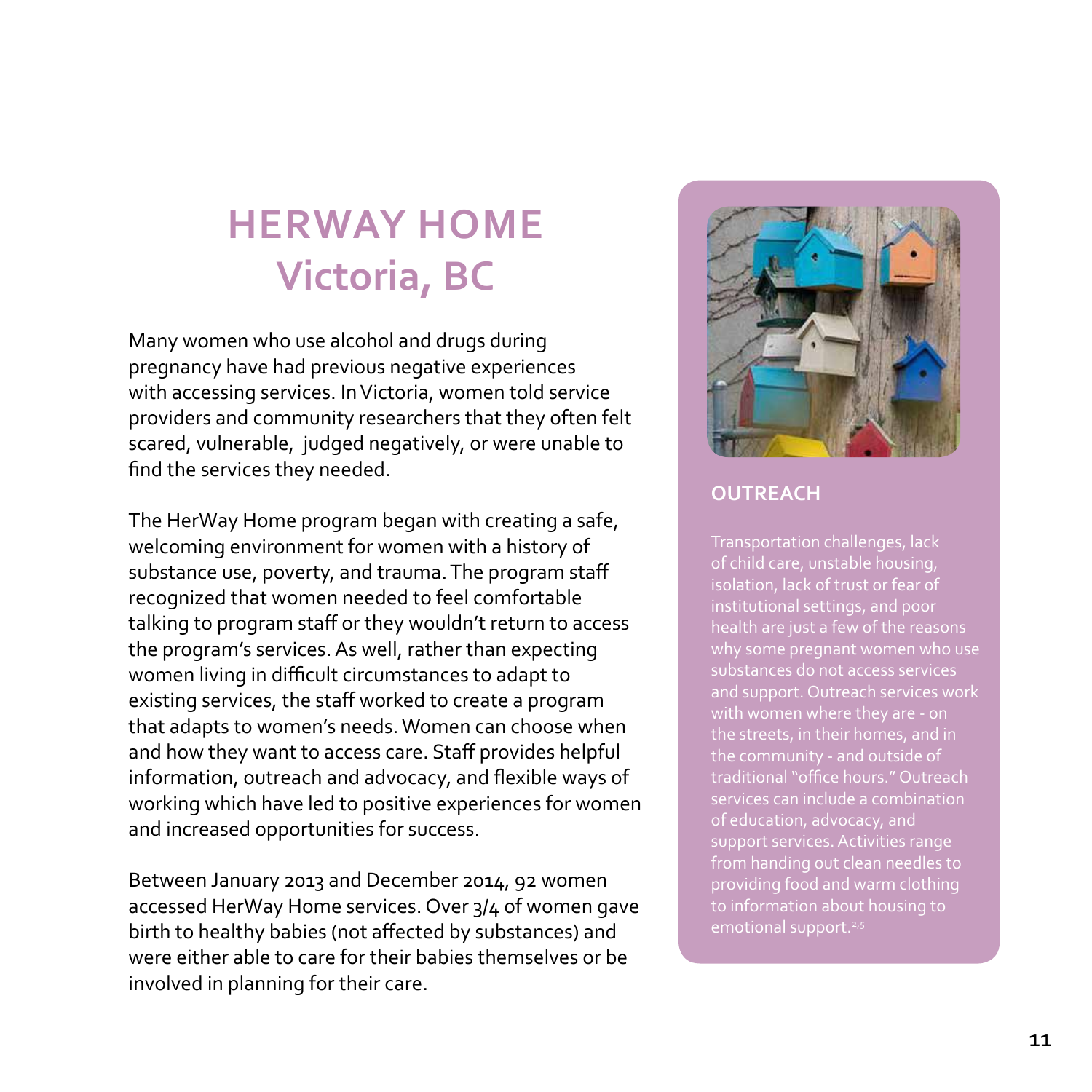# HERWAY HOME
## Victoria, BC

Many women who use alcohol and drugs during pregnancy have had previous negative experiences with accessing services. In Victoria, women told service providers and community researchers that they often felt scared, vulnerable, judged negatively, or were unable to find the services they needed.

The HerWay Home program began with creating a safe, welcoming environment for women with a history of substance use, poverty, and trauma. The program staff recognized that women needed to feel comfortable talking to program staff or they wouldn't return to access the program's services. As well, rather than expecting women living in difficult circumstances to adapt to existing services, the staff worked to create a program that adapts to women's needs. Women can choose when and how they want to access care. Staff provides helpful information, outreach and advocacy, and flexible ways of working which have led to positive experiences for women and increased opportunities for success.

Between January 2013 and December 2014, 92 women accessed HerWay Home services. Over 3/4 of women gave birth to healthy babies (not affected by substances) and were either able to care for their babies themselves or be involved in planning for their care.

### OUTREACH

Transportation challenges, lack of child care, unstable housing, isolation, lack of trust or fear of institutional settings, and poor health are just a few of the reasons why some pregnant women who use substances do not access services and support. Outreach services work with women where they are - on the streets, in their homes, and in the community - and outside of traditional "office hours." Outreach services can include a combination of education, advocacy, and support services. Activities range from handing out clean needles to providing food and warm clothing to information about housing to emotional support.[2,5]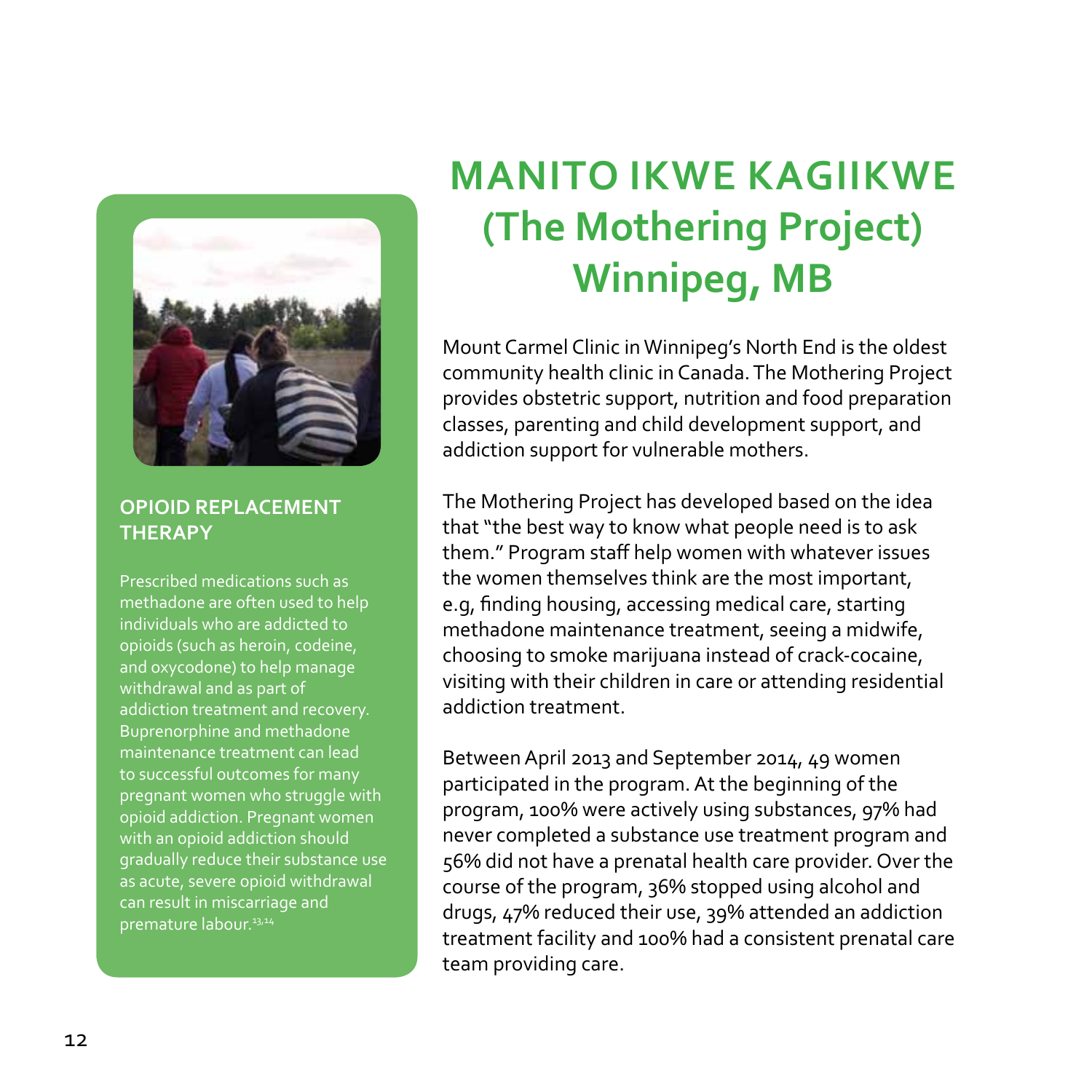# MANITO IKWE KAGIIKWE (The Mothering Project) Winnipeg, MB

Mount Carmel Clinic in Winnipeg's North End is the oldest community health clinic in Canada. The Mothering Project provides obstetric support, nutrition and food preparation classes, parenting and child development support, and addiction support for vulnerable mothers.

The Mothering Project has developed based on the idea that "the best way to know what people need is to ask them." Program staff help women with whatever issues the women themselves think are the most important, e.g, finding housing, accessing medical care, starting methadone maintenance treatment, seeing a midwife, choosing to smoke marijuana instead of crack-cocaine, visiting with their children in care or attending residential addiction treatment.

Between April 2013 and September 2014, 49 women participated in the program. At the beginning of the program, 100% were actively using substances, 97% had never completed a substance use treatment program and 56% did not have a prenatal health care provider. Over the course of the program, 36% stopped using alcohol and drugs, 47% reduced their use, 39% attended an addiction treatment facility and 100% had a consistent prenatal care team providing care.

### OPIOID REPLACEMENT THERAPY

Prescribed medications such as methadone are often used to help individuals who are addicted to opioids (such as heroin, codeine, and oxycodone) to help manage withdrawal and as part of addiction treatment and recovery. Buprenorphine and methadone maintenance treatment can lead to successful outcomes for many pregnant women who struggle with opioid addiction. Pregnant women with an opioid addiction should gradually reduce their substance use as acute, severe opioid withdrawal can result in miscarriage and premature labour.[13,14]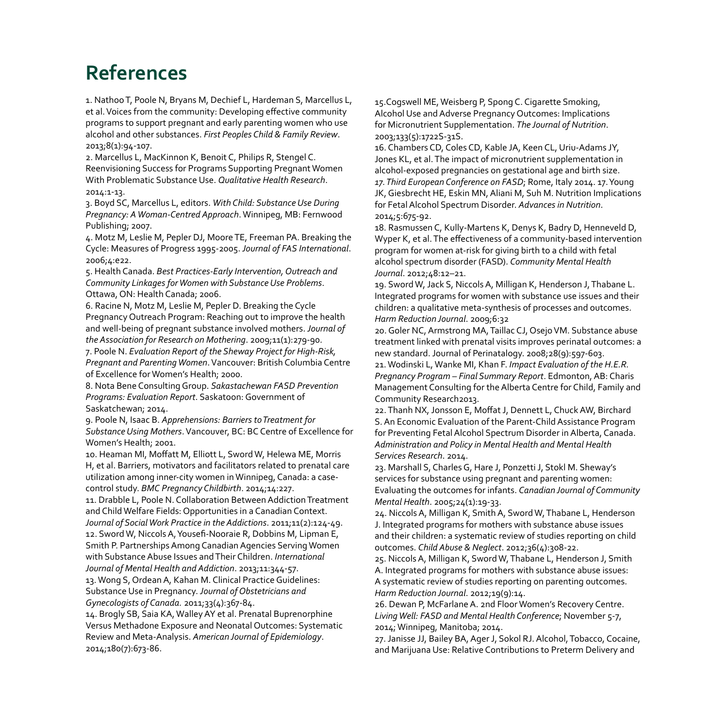# References

1. Nathoo T, Poole N, Bryans M, Dechief L, Hardeman S, Marcellus L, et al. Voices from the community: Developing effective community programs to support pregnant and early parenting women who use alcohol and other substances. *First Peoples Child & Family Review*. 2013;8(1):94-107.

2. Marcellus L, MacKinnon K, Benoit C, Philips R, Stengel C. Reenvisioning Success for Programs Supporting Pregnant Women With Problematic Substance Use. *Qualitative Health Research*. 2014:1-13.

3. Boyd SC, Marcellus L, editors. *With Child: Substance Use During Pregnancy: A Woman-Centred Approach*. Winnipeg, MB: Fernwood Publishing; 2007.

4. Motz M, Leslie M, Pepler DJ, Moore TE, Freeman PA. Breaking the Cycle: Measures of Progress 1995-2005. *Journal of FAS International*. 2006;4:e22.

5. Health Canada. *Best Practices-Early Intervention, Outreach and Community Linkages for Women with Substance Use Problems*. Ottawa, ON: Health Canada; 2006.

6. Racine N, Motz M, Leslie M, Pepler D. Breaking the Cycle Pregnancy Outreach Program: Reaching out to improve the health and well-being of pregnant substance involved mothers. *Journal of the Association for Research on Mothering*. 2009;11(1):279-90.

7. Poole N. *Evaluation Report of the Sheway Project for High-Risk, Pregnant and Parenting Women*. Vancouver: British Columbia Centre of Excellence for Women's Health; 2000.

8. Nota Bene Consulting Group. *Sakastachewan FASD Prevention Programs: Evaluation Report*. Saskatoon: Government of Saskatchewan; 2014.

9. Poole N, Isaac B. *Apprehensions: Barriers to Treatment for Substance Using Mothers*. Vancouver, BC: BC Centre of Excellence for Women's Health; 2001.

10. Heaman MI, Moffatt M, Elliott L, Sword W, Helewa ME, Morris H, et al. Barriers, motivators and facilitators related to prenatal care utilization among inner-city women in Winnipeg, Canada: a case-control study. *BMC Pregnancy Childbirth*. 2014;14:227.

11. Drabble L, Poole N. Collaboration Between Addiction Treatment and Child Welfare Fields: Opportunities in a Canadian Context. *Journal of Social Work Practice in the Addictions*. 2011;11(2):124-49.

12. Sword W, Niccols A, Yousefi-Nooraie R, Dobbins M, Lipman E, Smith P. Partnerships Among Canadian Agencies Serving Women with Substance Abuse Issues and Their Children. *International Journal of Mental Health and Addiction*. 2013;11:344-57.

13. Wong S, Ordean A, Kahan M. Clinical Practice Guidelines: Substance Use in Pregnancy. *Journal of Obstetricians and Gynecologists of Canada*. 2011;33(4):367-84.

14. Brogly SB, Saia KA, Walley AY et al. Prenatal Buprenorphine Versus Methadone Exposure and Neonatal Outcomes: Systematic Review and Meta-Analysis. *American Journal of Epidemiology*. 2014;180(7):673-86.

15.Cogswell ME, Weisberg P, Spong C. Cigarette Smoking, Alcohol Use and Adverse Pregnancy Outcomes: Implications for Micronutrient Supplementation. *The Journal of Nutrition*. 2003;133(5):1722S-31S.

16. Chambers CD, Coles CD, Kable JA, Keen CL, Uriu-Adams JY, Jones KL, et al. The impact of micronutrient supplementation in alcohol-exposed pregnancies on gestational age and birth size. *17. Third European Conference on FASD*; Rome, Italy 2014. 17. Young JK, Giesbrecht HE, Eskin MN, Aliani M, Suh M. Nutrition Implications for Fetal Alcohol Spectrum Disorder. *Advances in Nutrition*. 2014;5:675-92.

18. Rasmussen C, Kully-Martens K, Denys K, Badry D, Henneveld D, Wyper K, et al. The effectiveness of a community-based intervention program for women at-risk for giving birth to a child with fetal alcohol spectrum disorder (FASD). *Community Mental Health Journal*. 2012;48:12–21.

19. Sword W, Jack S, Niccols A, Milligan K, Henderson J, Thabane L. Integrated programs for women with substance use issues and their children: a qualitative meta-synthesis of processes and outcomes. *Harm Reduction Journal*. 2009;6:32

20. Goler NC, Armstrong MA, Taillac CJ, Osejo VM. Substance abuse treatment linked with prenatal visits improves perinatal outcomes: a new standard. Journal of Perinatalogy. 2008;28(9):597-603.

21. Wodinski L, Wanke MI, Khan F. *Impact Evaluation of the H.E.R. Pregnancy Program – Final Summary Report*. Edmonton, AB: Charis Management Consulting for the Alberta Centre for Child, Family and Community Research2013.

22. Thanh NX, Jonsson E, Moffat J, Dennett L, Chuck AW, Birchard S. An Economic Evaluation of the Parent-Child Assistance Program for Preventing Fetal Alcohol Spectrum Disorder in Alberta, Canada. *Administration and Policy in Mental Health and Mental Health Services Research*. 2014.

23. Marshall S, Charles G, Hare J, Ponzetti J, Stokl M. Sheway's services for substance using pregnant and parenting women: Evaluating the outcomes for infants. *Canadian Journal of Community Mental Health*. 2005;24(1):19-33.

24. Niccols A, Milligan K, Smith A, Sword W, Thabane L, Henderson J. Integrated programs for mothers with substance abuse issues and their children: a systematic review of studies reporting on child outcomes. *Child Abuse & Neglect*. 2012;36(4):308-22.

25. Niccols A, Milligan K, Sword W, Thabane L, Henderson J, Smith A. Integrated programs for mothers with substance abuse issues: A systematic review of studies reporting on parenting outcomes. *Harm Reduction Journal*. 2012;19(9):14.

26. Dewan P, McFarlane A. 2nd Floor Women's Recovery Centre. *Living Well: FASD and Mental Health Conference*; November 5-7, 2014; Winnipeg, Manitoba; 2014.

27. Janisse JJ, Bailey BA, Ager J, Sokol RJ. Alcohol, Tobacco, Cocaine, and Marijuana Use: Relative Contributions to Preterm Delivery and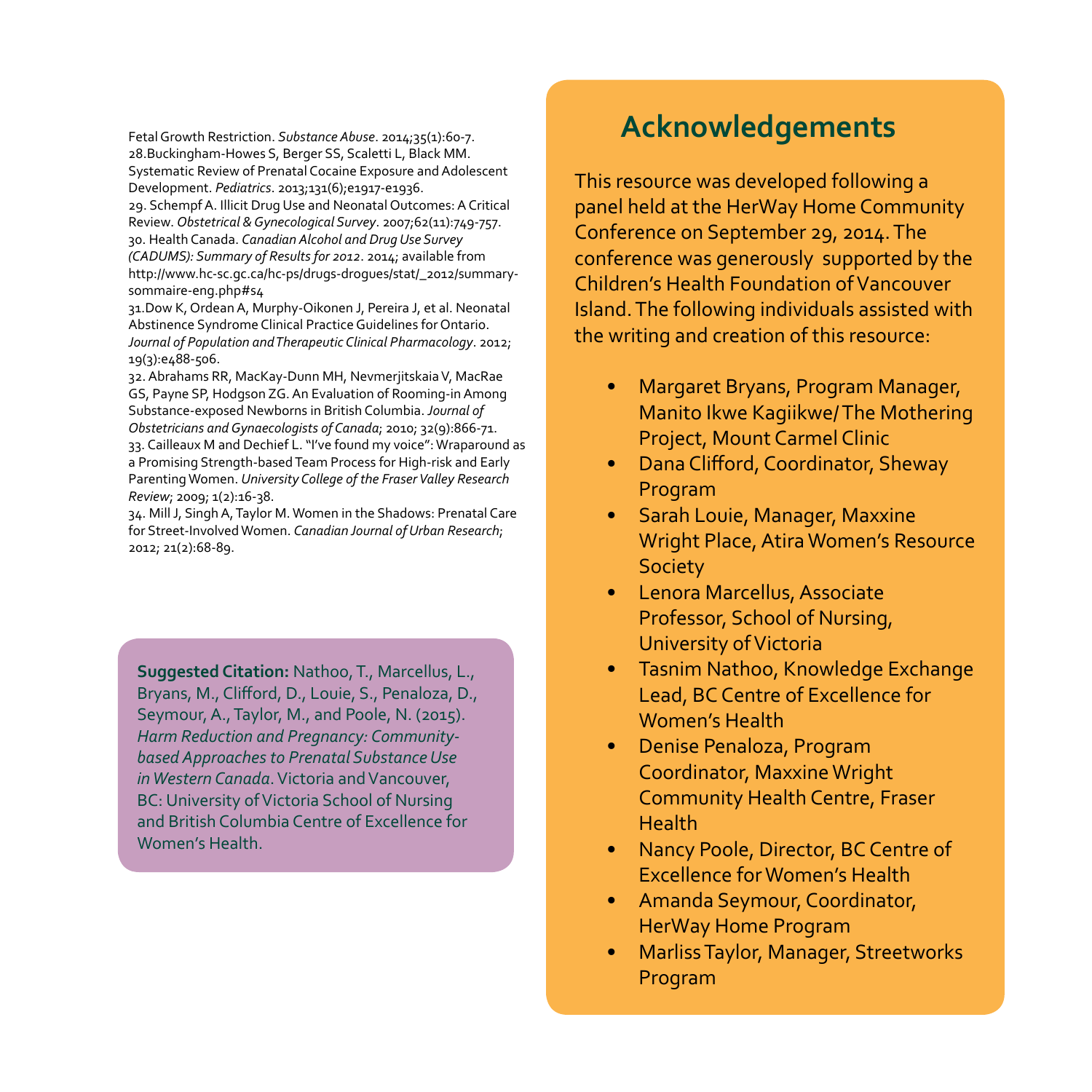Fetal Growth Restriction. *Substance Abuse*. 2014;35(1):60-7.

28.Buckingham-Howes S, Berger SS, Scaletti L, Black MM. Systematic Review of Prenatal Cocaine Exposure and Adolescent Development. *Pediatrics*. 2013;131(6);e1917-e1936.

29. Schempf A. Illicit Drug Use and Neonatal Outcomes: A Critical Review. *Obstetrical & Gynecological Survey*. 2007;62(11):749-757.

30. Health Canada. *Canadian Alcohol and Drug Use Survey (CADUMS): Summary of Results for 2012*. 2014; available from http://www.hc-sc.gc.ca/hc-ps/drugs-drogues/stat/_2012/summary-sommaire-eng.php#s4

31.Dow K, Ordean A, Murphy-Oikonen J, Pereira J, et al. Neonatal Abstinence Syndrome Clinical Practice Guidelines for Ontario. *Journal of Population and Therapeutic Clinical Pharmacology*. 2012; 19(3):e488-506.

32. Abrahams RR, MacKay-Dunn MH, Nevmerjitskaia V, MacRae GS, Payne SP, Hodgson ZG. An Evaluation of Rooming-in Among Substance-exposed Newborns in British Columbia. *Journal of Obstetricians and Gynaecologists of Canada*; 2010; 32(9):866-71.

33. Cailleaux M and Dechief L. "I've found my voice": Wraparound as a Promising Strength-based Team Process for High-risk and Early Parenting Women. *University College of the Fraser Valley Research Review*; 2009; 1(2):16-38.

34. Mill J, Singh A, Taylor M. Women in the Shadows: Prenatal Care for Street-Involved Women. *Canadian Journal of Urban Research*; 2012; 21(2):68-89.

**Suggested Citation:** Nathoo, T., Marcellus, L., Bryans, M., Clifford, D., Louie, S., Penaloza, D., Seymour, A., Taylor, M., and Poole, N. (2015). *Harm Reduction and Pregnancy: Community-based Approaches to Prenatal Substance Use in Western Canada*. Victoria and Vancouver, BC: University of Victoria School of Nursing and British Columbia Centre of Excellence for Women's Health.

## Acknowledgements

This resource was developed following a panel held at the HerWay Home Community Conference on September 29, 2014. The conference was generously supported by the Children's Health Foundation of Vancouver Island. The following individuals assisted with the writing and creation of this resource:

- Margaret Bryans, Program Manager, Manito Ikwe Kagiikwe/The Mothering Project, Mount Carmel Clinic
- Dana Clifford, Coordinator, Sheway Program
- Sarah Louie, Manager, Maxxine Wright Place, Atira Women's Resource Society
- Lenora Marcellus, Associate Professor, School of Nursing, University of Victoria
- Tasnim Nathoo, Knowledge Exchange Lead, BC Centre of Excellence for Women's Health
- Denise Penaloza, Program Coordinator, Maxxine Wright Community Health Centre, Fraser Health
- Nancy Poole, Director, BC Centre of Excellence for Women's Health
- Amanda Seymour, Coordinator, HerWay Home Program
- Marliss Taylor, Manager, Streetworks Program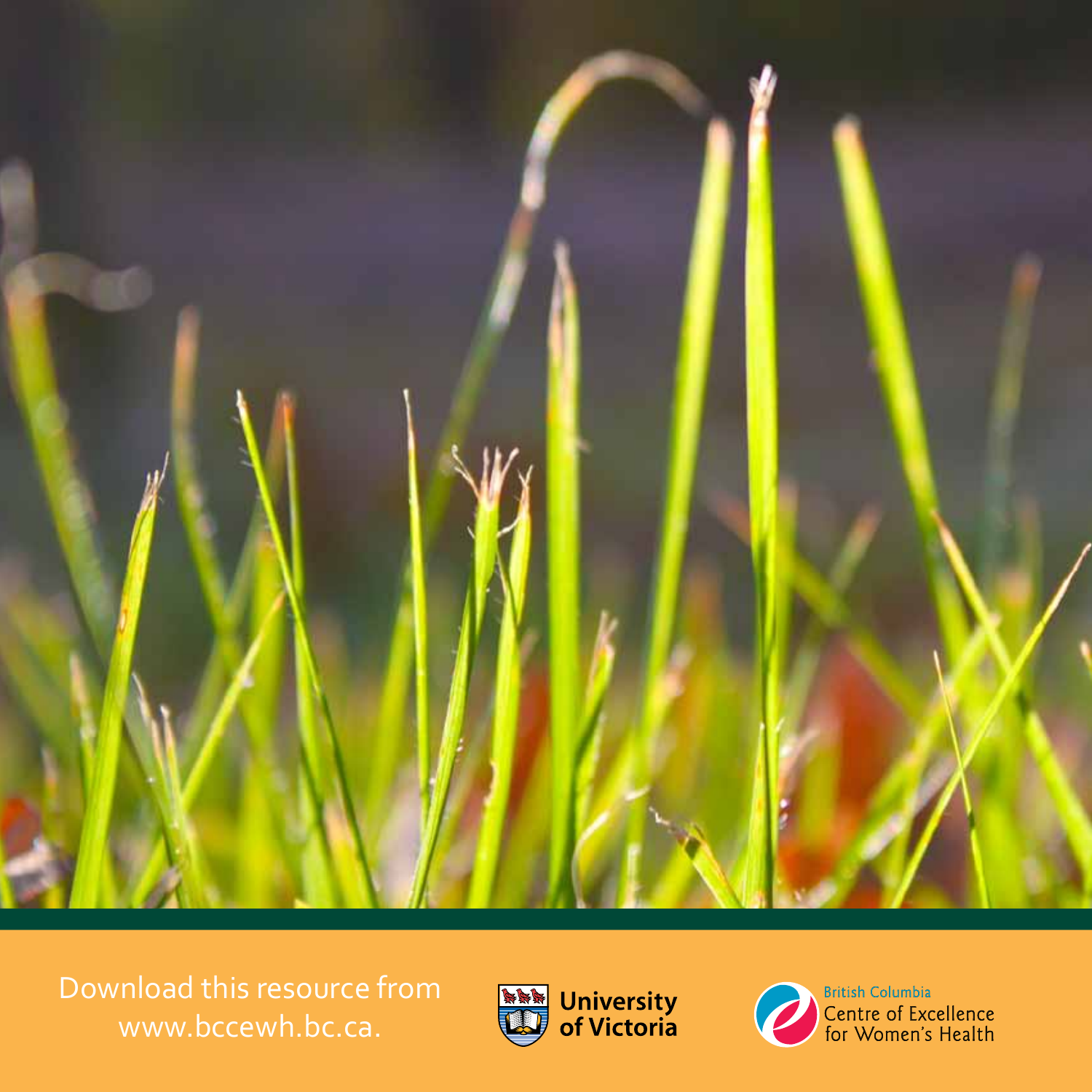Download this resource from www.bccewh.bc.ca.

University of Victoria

British Columbia Centre of Excellence for Women's Health